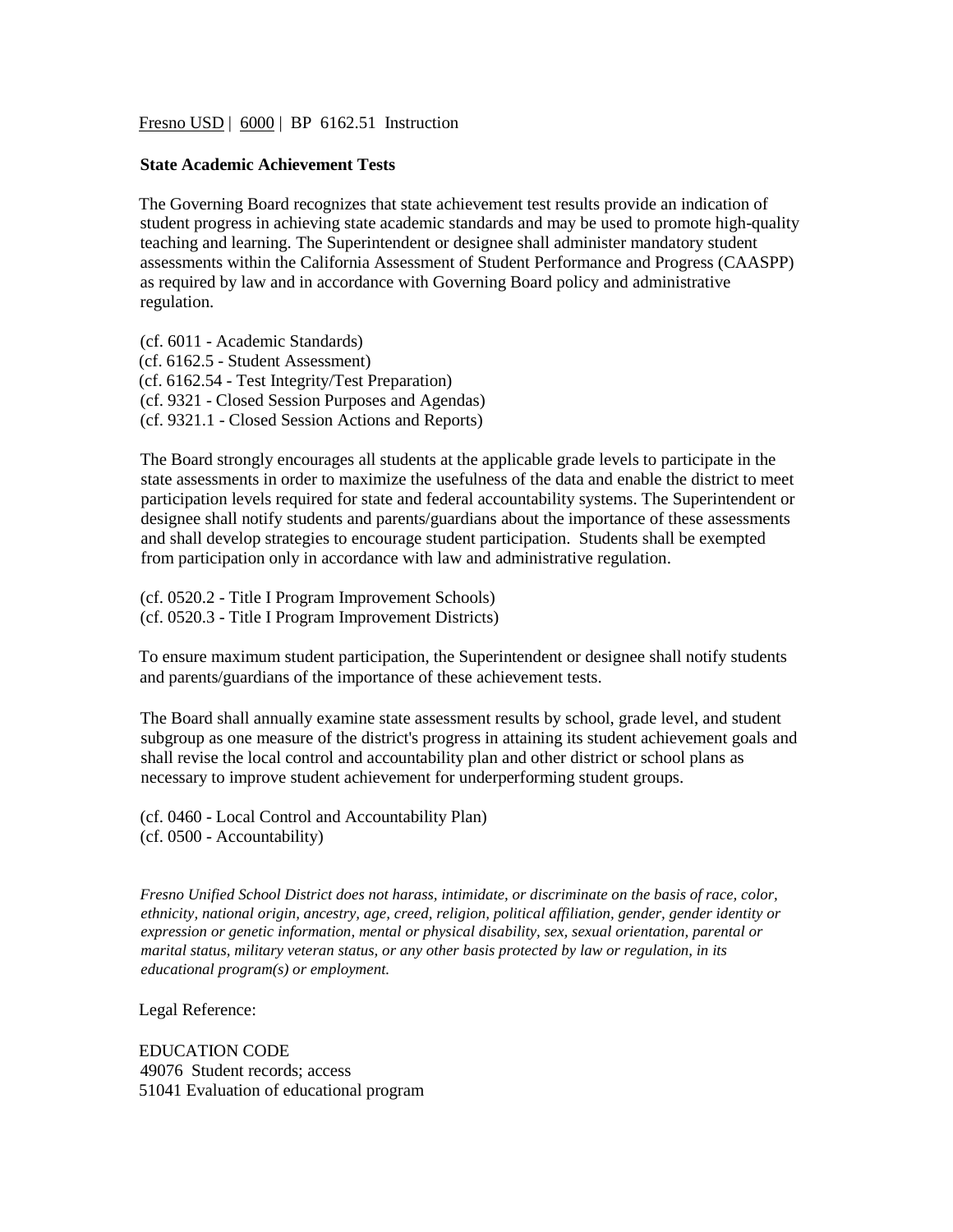Fresno USD | 6000 | BP 6162.51 Instruction

**State Academic Achievement Tests**

The Governing Board recognizes that state achievement test results provide an indication of student progress in achieving state academic standards and may be used to promote high-quality teaching and learning. The Superintendent or designee shall administer mandatory student assessments within the California Assessment of Student Performance and Progress (CAASPP) as required by law and in accordance with Governing Board policy and administrative regulation.

(cf. 6011 - Academic Standards)
(cf. 6162.5 - Student Assessment)
(cf. 6162.54 - Test Integrity/Test Preparation)
(cf. 9321 - Closed Session Purposes and Agendas)
(cf. 9321.1 - Closed Session Actions and Reports)

The Board strongly encourages all students at the applicable grade levels to participate in the state assessments in order to maximize the usefulness of the data and enable the district to meet participation levels required for state and federal accountability systems. The Superintendent or designee shall notify students and parents/guardians about the importance of these assessments and shall develop strategies to encourage student participation. Students shall be exempted from participation only in accordance with law and administrative regulation.

(cf. 0520.2 - Title I Program Improvement Schools)
(cf. 0520.3 - Title I Program Improvement Districts)

To ensure maximum student participation, the Superintendent or designee shall notify students and parents/guardians of the importance of these achievement tests.

The Board shall annually examine state assessment results by school, grade level, and student subgroup as one measure of the district's progress in attaining its student achievement goals and shall revise the local control and accountability plan and other district or school plans as necessary to improve student achievement for underperforming student groups.

(cf. 0460 - Local Control and Accountability Plan)
(cf. 0500 - Accountability)

*Fresno Unified School District does not harass, intimidate, or discriminate on the basis of race, color, ethnicity, national origin, ancestry, age, creed, religion, political affiliation, gender, gender identity or expression or genetic information, mental or physical disability, sex, sexual orientation, parental or marital status, military veteran status, or any other basis protected by law or regulation, in its educational program(s) or employment.*

Legal Reference:

EDUCATION CODE
49076 Student records; access
51041 Evaluation of educational program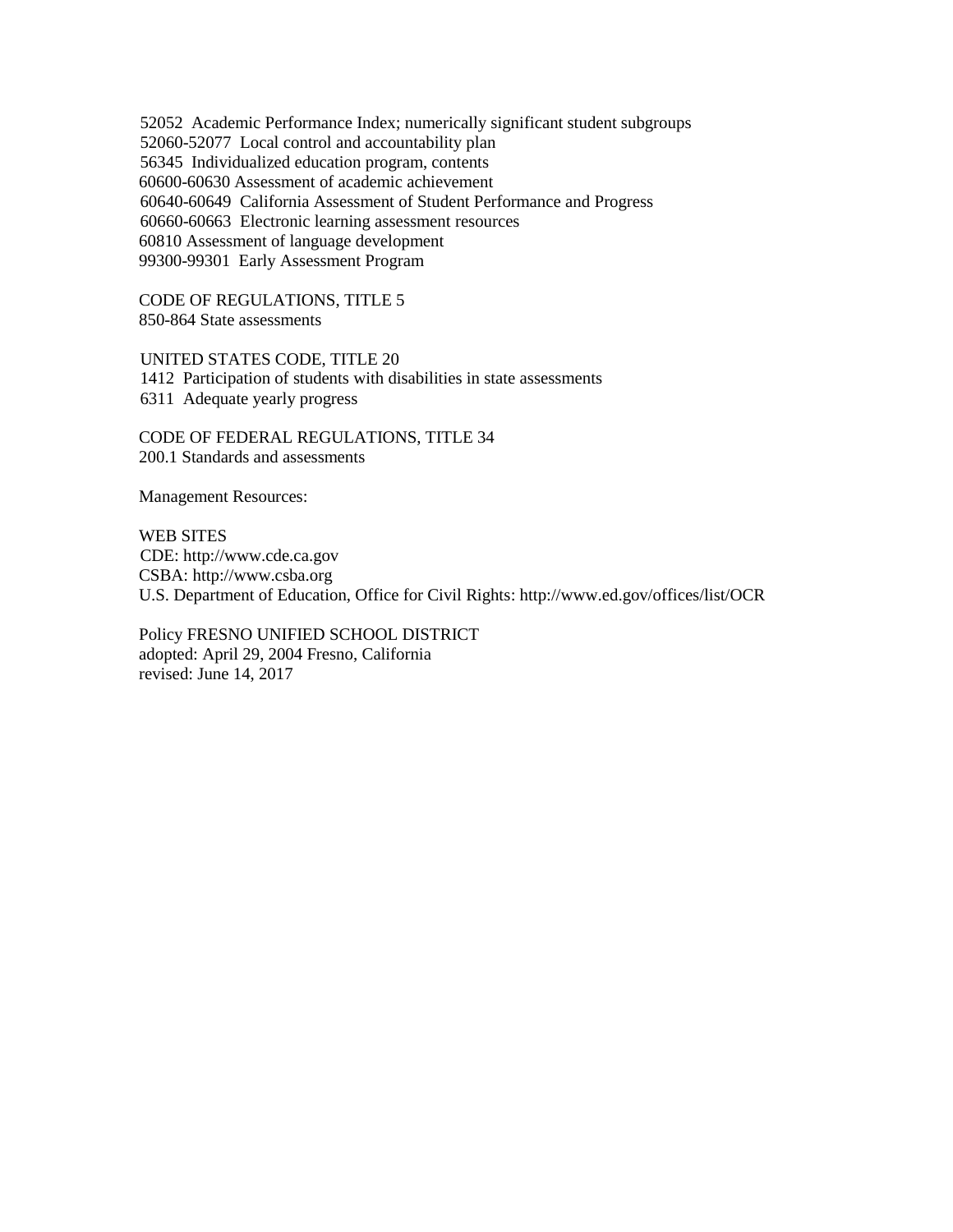52052 Academic Performance Index; numerically significant student subgroups
52060-52077 Local control and accountability plan
56345 Individualized education program, contents
60600-60630 Assessment of academic achievement
60640-60649 California Assessment of Student Performance and Progress
60660-60663 Electronic learning assessment resources
60810 Assessment of language development
99300-99301 Early Assessment Program

CODE OF REGULATIONS, TITLE 5
850-864 State assessments

UNITED STATES CODE, TITLE 20
1412 Participation of students with disabilities in state assessments
6311 Adequate yearly progress

CODE OF FEDERAL REGULATIONS, TITLE 34
200.1 Standards and assessments

Management Resources:

WEB SITES
CDE: http://www.cde.ca.gov
CSBA: http://www.csba.org
U.S. Department of Education, Office for Civil Rights: http://www.ed.gov/offices/list/OCR

Policy FRESNO UNIFIED SCHOOL DISTRICT
adopted: April 29, 2004 Fresno, California
revised: June 14, 2017